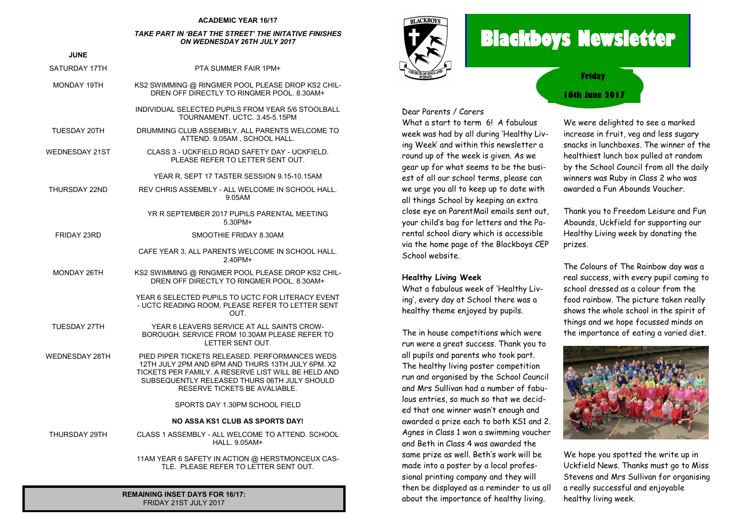**ACADEMIC YEAR 16/17**

***TAKE PART IN 'BEAT THE STREET' THE INITATIVE FINISHES ON WEDNESDAY 26TH JULY 2017***

**JUNE**

| | |
|---|---|
| SATURDAY 17TH | PTA SUMMER FAIR 1PM+ |
| MONDAY 19TH | KS2 SWIMMING @ RINGMER POOL PLEASE DROP KS2 CHILDREN OFF DIRECTLY TO RINGMER POOL. 8.30AM+ |
| | INDIVIDUAL SELECTED PUPILS FROM YEAR 5/6 STOOLBALL TOURNAMENT. UCTC. 3.45-5.15PM |
| TUESDAY 20TH | DRUMMING CLUB ASSEMBLY. ALL PARENTS WELCOME TO ATTEND. 9.05AM , SCHOOL HALL. |
| WEDNESDAY 21ST | CLASS 3 - UCKFIELD ROAD SAFETY DAY - UCKFIELD. PLEASE REFER TO LETTER SENT OUT. |
| | YEAR R, SEPT 17 TASTER SESSION 9.15-10.15AM |
| THURSDAY 22ND | REV CHRIS ASSEMBLY - ALL WELCOME IN SCHOOL HALL. 9.05AM |
| | YR R SEPTEMBER 2017 PUPILS PARENTAL MEETING 5.30PM+ |
| FRIDAY 23RD | SMOOTHIE FRIDAY 8.30AM |
| | CAFE YEAR 3, ALL PARENTS WELCOME IN SCHOOL HALL. 2.40PM+ |
| MONDAY 26TH | KS2 SWIMMING @ RINGMER POOL PLEASE DROP KS2 CHILDREN OFF DIRECTLY TO RINGMER POOL. 8.30AM+ |
| | YEAR 6 SELECTED PUPILS TO UCTC FOR LITERACY EVENT - UCTC READING ROOM. PLEASE REFER TO LETTER SENT OUT. |
| TUESDAY 27TH | YEAR 6 LEAVERS SERVICE AT ALL SAINTS CROWBOROUGH. SERVICE FROM 10.30AM PLEASE REFER TO LETTER SENT OUT. |
| WEDNESDAY 28TH | PIED PIPER TICKETS RELEASED. PERFORMANCES WEDS 12TH JULY 2PM AND 6PM AND THURS 13TH JULY 6PM. X2 TICKETS PER FAMILY. A RESERVE LIST WILL BE HELD AND SUBSEQUENTLY RELEASED THURS 06TH JULY SHOULD RESERVE TICKETS BE AVALIABLE. |
| | SPORTS DAY 1.30PM SCHOOL FIELD |
| | **NO ASSA KS1 CLUB AS SPORTS DAY!** |
| THURSDAY 29TH | CLASS 1 ASSEMBLY - ALL WELCOME TO ATTEND. SCHOOL HALL. 9.05AM+ |
| | 11AM YEAR 6 SAFETY IN ACTION @ HERSTMONCEUX CASTLE. PLEASE REFER TO LETTER SENT OUT. |

**REMAINING INSET DAYS FOR 16/17:**
FRIDAY 21ST JULY 2017

# Blackboys Newsletter

**Friday 16th June 2017**

Dear Parents / Carers

What a start to term 6! A fabulous week was had by all during 'Healthy Living Week' and within this newsletter a round up of the week is given. As we gear up for what seems to be the busiest of all our school terms, please can we urge you all to keep up to date with all things School by keeping an extra close eye on ParentMail emails sent out, your child's bag for letters and the Parental school diary which is accessible via the home page of the Blackboys CEP School website.

## Healthy Living Week

What a fabulous week of 'Healthy Living', every day at School there was a healthy theme enjoyed by pupils.

The in house competitions which were run were a great success. Thank you to all pupils and parents who took part. The healthy living poster competition run and organised by the School Council and Mrs Sullivan had a number of fabulous entries, so much so that we decided that one winner wasn't enough and awarded a prize each to both KS1 and 2. Agnes in Class 1 won a swimming voucher and Beth in Class 4 was awarded the same prize as well. Beth's work will be made into a poster by a local professional printing company and they will then be displayed as a reminder to us all about the importance of healthy living.

We were delighted to see a marked increase in fruit, veg and less sugary snacks in lunchboxes. The winner of the healthiest lunch box pulled at random by the School Council from all the daily winners was Ruby in Class 2 who was awarded a Fun Abounds Voucher.

Thank you to Freedom Leisure and Fun Abounds, Uckfield for supporting our Healthy Living week by donating the prizes.

The Colours of The Rainbow day was a real success, with every pupil coming to school dressed as a colour from the food rainbow. The picture taken really shows the whole school in the spirit of things and we hope focussed minds on the importance of eating a varied diet.

We hope you spotted the write up in Uckfield News. Thanks must go to Miss Stevens and Mrs Sullivan for organising a really successful and enjoyable healthy living week.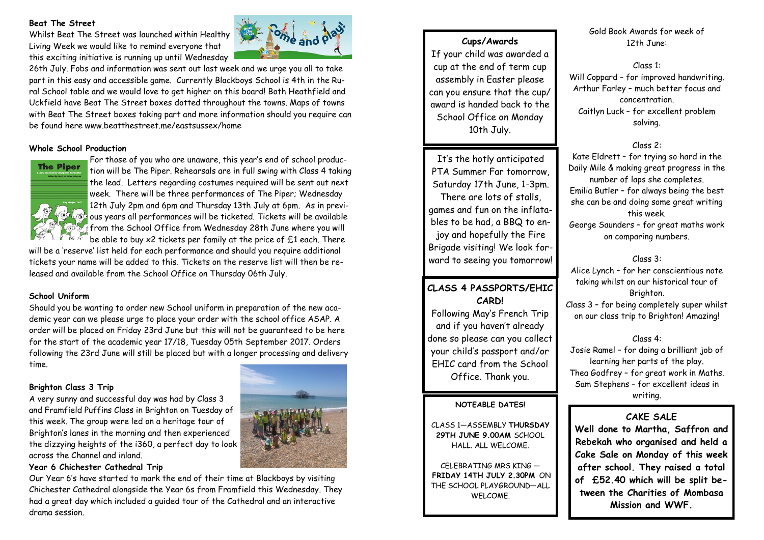### Beat The Street

Whilst Beat The Street was launched within Healthy Living Week we would like to remind everyone that this exciting initiative is running up until Wednesday 26th July. Fobs and information was sent out last week and we urge you all to take part in this easy and accessible game. Currently Blackboys School is 4th in the Rural School table and we would love to get higher on this board! Both Heathfield and Uckfield have Beat The Street boxes dotted throughout the towns. Maps of towns with Beat The Street boxes taking part and more information should you require can be found here www.beatthestreet.me/eastsussex/home

### Whole School Production

For those of you who are unaware, this year's end of school production will be The Piper. Rehearsals are in full swing with Class 4 taking the lead. Letters regarding costumes required will be sent out next week. There will be three performances of The Piper; Wednesday 12th July 2pm and 6pm and Thursday 13th July at 6pm. As in previous years all performances will be ticketed. Tickets will be available from the School Office from Wednesday 28th June where you will be able to buy x2 tickets per family at the price of £1 each. There will be a 'reserve' list held for each performance and should you require additional tickets your name will be added to this. Tickets on the reserve list will then be released and available from the School Office on Thursday 06th July.

### School Uniform

Should you be wanting to order new School uniform in preparation of the new academic year can we please urge to place your order with the school office ASAP. A order will be placed on Friday 23rd June but this will not be guaranteed to be here for the start of the academic year 17/18, Tuesday 05th September 2017. Orders following the 23rd June will still be placed but with a longer processing and delivery time.

### Brighton Class 3 Trip

A very sunny and successful day was had by Class 3 and Framfield Puffins Class in Brighton on Tuesday of this week. The group were led on a heritage tour of Brighton's lanes in the morning and then experienced the dizzying heights of the i360, a perfect day to look across the Channel and inland.

### Year 6 Chichester Cathedral Trip

Our Year 6's have started to mark the end of their time at Blackboys by visiting Chichester Cathedral alongside the Year 6s from Framfield this Wednesday. They had a great day which included a guided tour of the Cathedral and an interactive drama session.

### Cups/Awards

If your child was awarded a cup at the end of term cup assembly in Easter please can you ensure that the cup/award is handed back to the School Office on Monday 10th July.

It's the hotly anticipated PTA Summer Far tomorrow, Saturday 17th June, 1-3pm. There are lots of stalls, games and fun on the inflatables to be had, a BBQ to enjoy and hopefully the Fire Brigade visiting! We look forward to seeing you tomorrow!

### CLASS 4 PASSPORTS/EHIC CARD!

Following May's French Trip and if you haven't already done so please can you collect your child's passport and/or EHIC card from the School Office. Thank you.

### NOTEABLE DATES!

CLASS 1—ASSEMBLY **THURSDAY 29TH JUNE 9.00AM** SCHOOL HALL. ALL WELCOME.

CELEBRATING MRS KING — **FRIDAY 14TH JULY 2.30PM** ON THE SCHOOL PLAYGROUND—ALL WELCOME.

Gold Book Awards for week of 12th June:

Class 1:
Will Coppard – for improved handwriting.
Arthur Farley – much better focus and concentration.
Caitlyn Luck – for excellent problem solving.

Class 2:
Kate Eldrett – for trying so hard in the Daily Mile & making great progress in the number of laps she completes.
Emilia Butler – for always being the best she can be and doing some great writing this week.
George Saunders – for great maths work on comparing numbers.

Class 3:
Alice Lynch – for her conscientious note taking whilst on our historical tour of Brighton.
Class 3 – for being completely super whilst on our class trip to Brighton! Amazing!

Class 4:
Josie Ramel – for doing a brilliant job of learning her parts of the play.
Thea Godfrey – for great work in Maths.
Sam Stephens – for excellent ideas in writing.

### CAKE SALE

**Well done to Martha, Saffron and Rebekah who organised and held a Cake Sale on Monday of this week after school. They raised a total of £52.40 which will be split between the Charities of Mombasa Mission and WWF.**